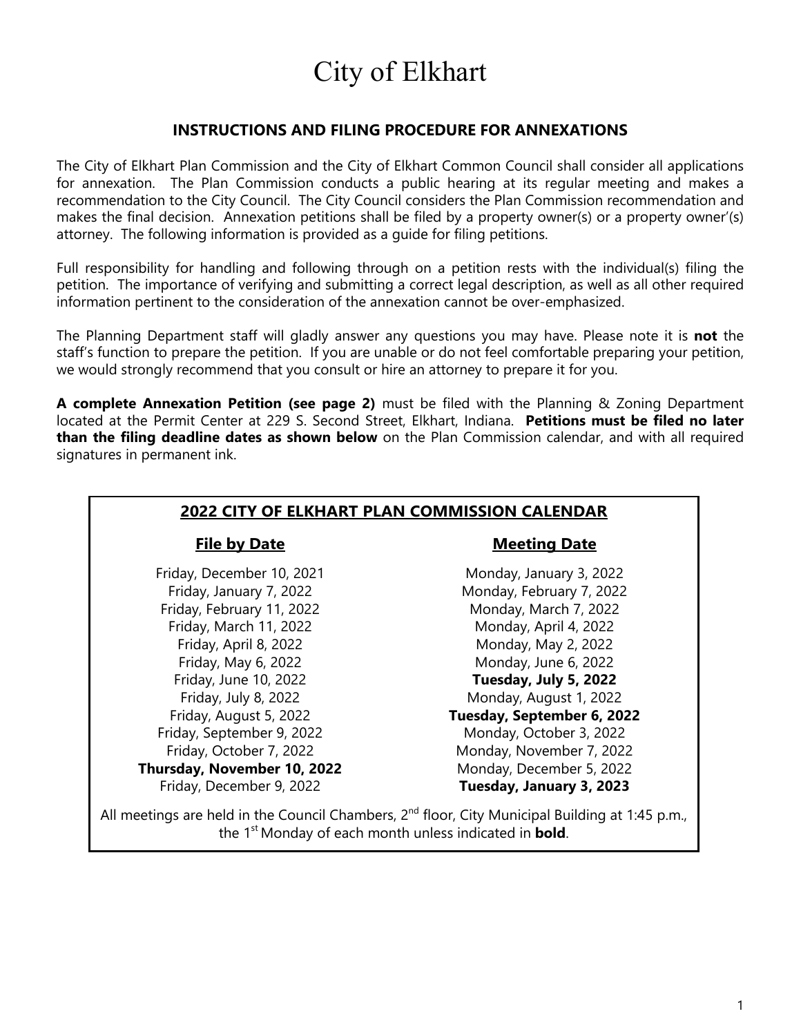# City of Elkhart

## INSTRUCTIONS AND FILING PROCEDURE FOR ANNEXATIONS

The City of Elkhart Plan Commission and the City of Elkhart Common Council shall consider all applications for annexation. The Plan Commission conducts a public hearing at its regular meeting and makes a recommendation to the City Council. The City Council considers the Plan Commission recommendation and makes the final decision. Annexation petitions shall be filed by a property owner(s) or a property owner'(s) attorney. The following information is provided as a guide for filing petitions.

Full responsibility for handling and following through on a petition rests with the individual(s) filing the petition. The importance of verifying and submitting a correct legal description, as well as all other required information pertinent to the consideration of the annexation cannot be over-emphasized.

The Planning Department staff will gladly answer any questions you may have. Please note it is **not** the staff's function to prepare the petition. If you are unable or do not feel comfortable preparing your petition, we would strongly recommend that you consult or hire an attorney to prepare it for you.

**A complete Annexation Petition (see page 2)** must be filed with the Planning & Zoning Department located at the Permit Center at 229 S. Second Street, Elkhart, Indiana. **Petitions must be filed no later than the filing deadline dates as shown below** on the Plan Commission calendar, and with all required signatures in permanent ink.

### 2022 CITY OF ELKHART PLAN COMMISSION CALENDAR

| File by Date | Meeting Date |
|---|---|
| Friday, December 10, 2021 | Monday, January 3, 2022 |
| Friday, January 7, 2022 | Monday, February 7, 2022 |
| Friday, February 11, 2022 | Monday, March 7, 2022 |
| Friday, March 11, 2022 | Monday, April 4, 2022 |
| Friday, April 8, 2022 | Monday, May 2, 2022 |
| Friday, May 6, 2022 | Monday, June 6, 2022 |
| Friday, June 10, 2022 | **Tuesday, July 5, 2022** |
| Friday, July 8, 2022 | Monday, August 1, 2022 |
| Friday, August 5, 2022 | **Tuesday, September 6, 2022** |
| Friday, September 9, 2022 | Monday, October 3, 2022 |
| Friday, October 7, 2022 | Monday, November 7, 2022 |
| **Thursday, November 10, 2022** | Monday, December 5, 2022 |
| Friday, December 9, 2022 | **Tuesday, January 3, 2023** |

All meetings are held in the Council Chambers, 2nd floor, City Municipal Building at 1:45 p.m., the 1st Monday of each month unless indicated in **bold**.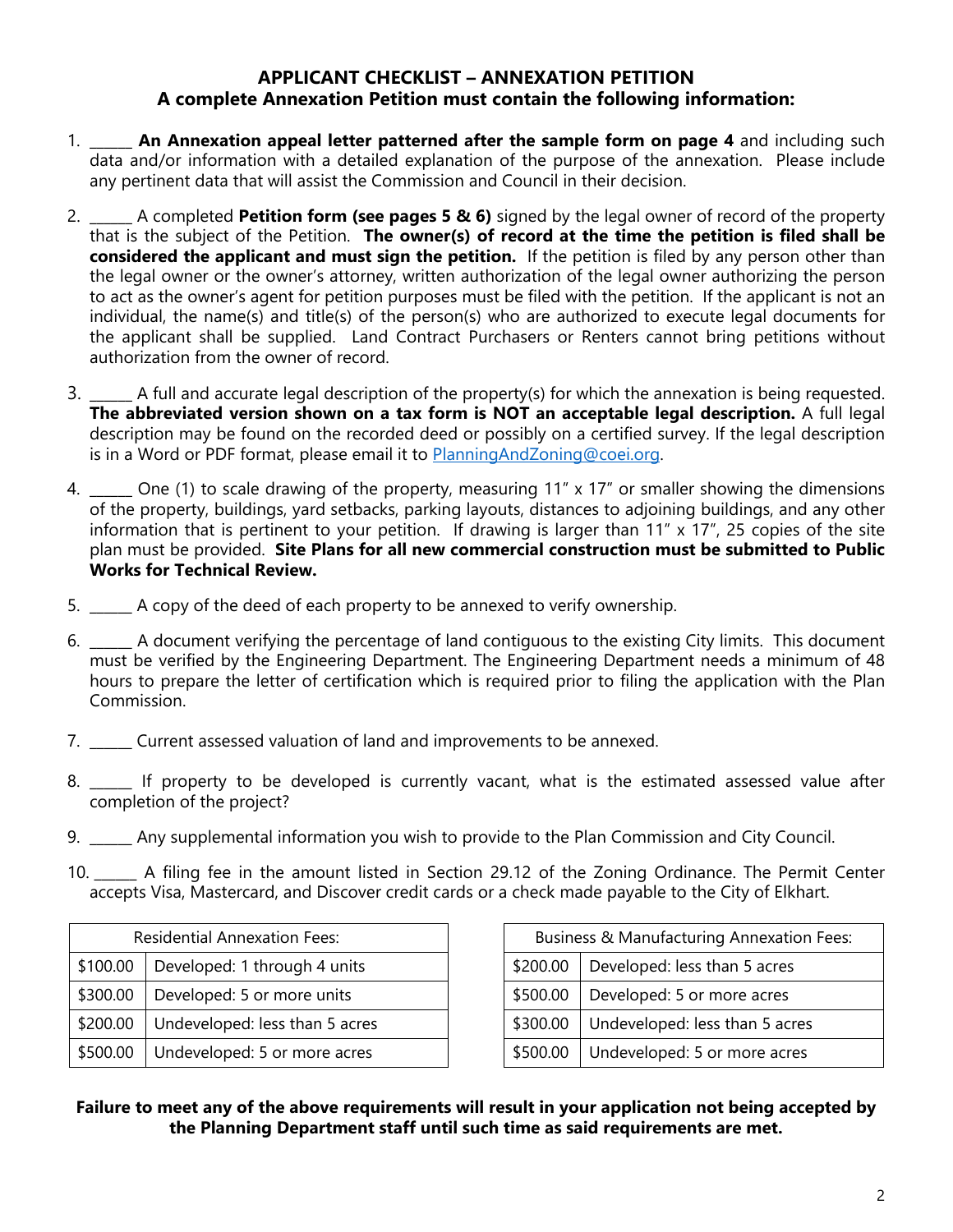## APPLICANT CHECKLIST – ANNEXATION PETITION
### A complete Annexation Petition must contain the following information:

1. ______ **An Annexation appeal letter patterned after the sample form on page 4** and including such data and/or information with a detailed explanation of the purpose of the annexation. Please include any pertinent data that will assist the Commission and Council in their decision.

2. ______ A completed **Petition form (see pages 5 & 6)** signed by the legal owner of record of the property that is the subject of the Petition. **The owner(s) of record at the time the petition is filed shall be considered the applicant and must sign the petition.** If the petition is filed by any person other than the legal owner or the owner's attorney, written authorization of the legal owner authorizing the person to act as the owner's agent for petition purposes must be filed with the petition. If the applicant is not an individual, the name(s) and title(s) of the person(s) who are authorized to execute legal documents for the applicant shall be supplied. Land Contract Purchasers or Renters cannot bring petitions without authorization from the owner of record.

3. ______ A full and accurate legal description of the property(s) for which the annexation is being requested. **The abbreviated version shown on a tax form is NOT an acceptable legal description.** A full legal description may be found on the recorded deed or possibly on a certified survey. If the legal description is in a Word or PDF format, please email it to PlanningAndZoning@coei.org.

4. ______ One (1) to scale drawing of the property, measuring 11" x 17" or smaller showing the dimensions of the property, buildings, yard setbacks, parking layouts, distances to adjoining buildings, and any other information that is pertinent to your petition. If drawing is larger than 11" x 17", 25 copies of the site plan must be provided. **Site Plans for all new commercial construction must be submitted to Public Works for Technical Review.**

5. ______ A copy of the deed of each property to be annexed to verify ownership.

6. ______ A document verifying the percentage of land contiguous to the existing City limits. This document must be verified by the Engineering Department. The Engineering Department needs a minimum of 48 hours to prepare the letter of certification which is required prior to filing the application with the Plan Commission.

7. ______ Current assessed valuation of land and improvements to be annexed.

8. ______ If property to be developed is currently vacant, what is the estimated assessed value after completion of the project?

9. ______ Any supplemental information you wish to provide to the Plan Commission and City Council.

10. ______ A filing fee in the amount listed in Section 29.12 of the Zoning Ordinance. The Permit Center accepts Visa, Mastercard, and Discover credit cards or a check made payable to the City of Elkhart.

| Residential Annexation Fees: | |
|---|---|
| $100.00 | Developed: 1 through 4 units |
| $300.00 | Developed: 5 or more units |
| $200.00 | Undeveloped: less than 5 acres |
| $500.00 | Undeveloped: 5 or more acres |

| Business & Manufacturing Annexation Fees: | |
|---|---|
| $200.00 | Developed: less than 5 acres |
| $500.00 | Developed: 5 or more acres |
| $300.00 | Undeveloped: less than 5 acres |
| $500.00 | Undeveloped: 5 or more acres |

**Failure to meet any of the above requirements will result in your application not being accepted by the Planning Department staff until such time as said requirements are met.**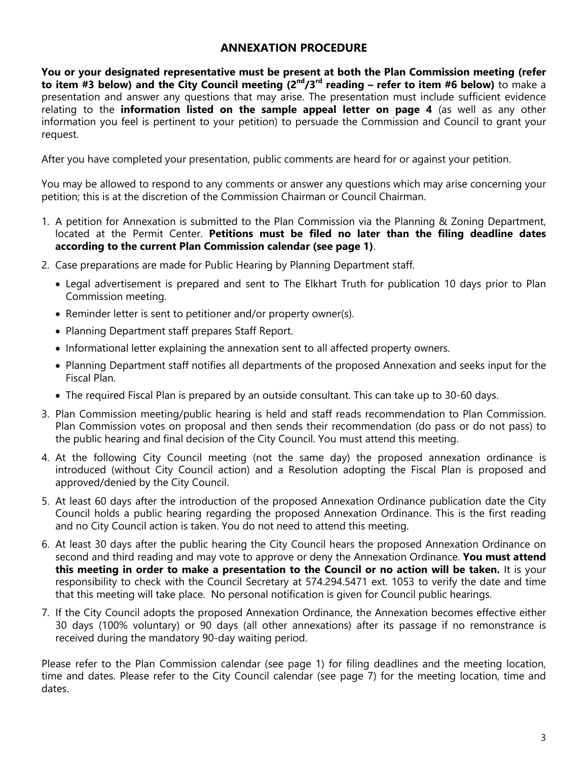# ANNEXATION PROCEDURE

**You or your designated representative must be present at both the Plan Commission meeting (refer to item #3 below) and the City Council meeting (2nd/3rd reading – refer to item #6 below)** to make a presentation and answer any questions that may arise. The presentation must include sufficient evidence relating to the **information listed on the sample appeal letter on page 4** (as well as any other information you feel is pertinent to your petition) to persuade the Commission and Council to grant your request.

After you have completed your presentation, public comments are heard for or against your petition.

You may be allowed to respond to any comments or answer any questions which may arise concerning your petition; this is at the discretion of the Commission Chairman or Council Chairman.

1. A petition for Annexation is submitted to the Plan Commission via the Planning & Zoning Department, located at the Permit Center. **Petitions must be filed no later than the filing deadline dates according to the current Plan Commission calendar (see page 1)**.
2. Case preparations are made for Public Hearing by Planning Department staff.
   - Legal advertisement is prepared and sent to The Elkhart Truth for publication 10 days prior to Plan Commission meeting.
   - Reminder letter is sent to petitioner and/or property owner(s).
   - Planning Department staff prepares Staff Report.
   - Informational letter explaining the annexation sent to all affected property owners.
   - Planning Department staff notifies all departments of the proposed Annexation and seeks input for the Fiscal Plan.
   - The required Fiscal Plan is prepared by an outside consultant. This can take up to 30-60 days.
3. Plan Commission meeting/public hearing is held and staff reads recommendation to Plan Commission. Plan Commission votes on proposal and then sends their recommendation (do pass or do not pass) to the public hearing and final decision of the City Council. You must attend this meeting.
4. At the following City Council meeting (not the same day) the proposed annexation ordinance is introduced (without City Council action) and a Resolution adopting the Fiscal Plan is proposed and approved/denied by the City Council.
5. At least 60 days after the introduction of the proposed Annexation Ordinance publication date the City Council holds a public hearing regarding the proposed Annexation Ordinance. This is the first reading and no City Council action is taken. You do not need to attend this meeting.
6. At least 30 days after the public hearing the City Council hears the proposed Annexation Ordinance on second and third reading and may vote to approve or deny the Annexation Ordinance. **You must attend this meeting in order to make a presentation to the Council or no action will be taken.** It is your responsibility to check with the Council Secretary at 574.294.5471 ext. 1053 to verify the date and time that this meeting will take place. No personal notification is given for Council public hearings.
7. If the City Council adopts the proposed Annexation Ordinance, the Annexation becomes effective either 30 days (100% voluntary) or 90 days (all other annexations) after its passage if no remonstrance is received during the mandatory 90-day waiting period.

Please refer to the Plan Commission calendar (see page 1) for filing deadlines and the meeting location, time and dates. Please refer to the City Council calendar (see page 7) for the meeting location, time and dates.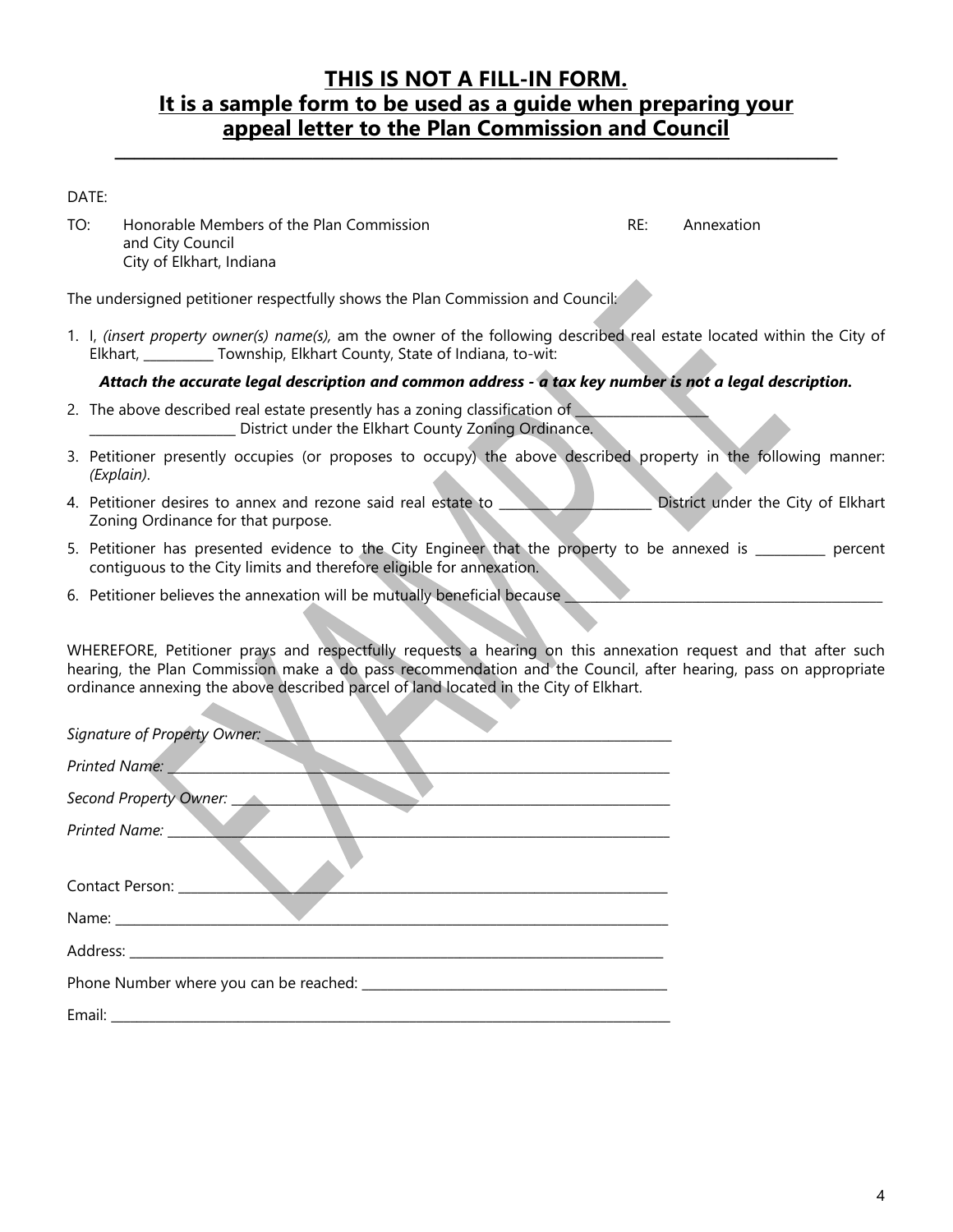# **THIS IS NOT A FILL-IN FORM.**
# **It is a sample form to be used as a guide when preparing your appeal letter to the Plan Commission and Council**

---

DATE:

TO: Honorable Members of the Plan Commission
and City Council
City of Elkhart, Indiana

RE: Annexation

The undersigned petitioner respectfully shows the Plan Commission and Council:

1. I, *(insert property owner(s) name(s),* am the owner of the following described real estate located within the City of Elkhart, __________ Township, Elkhart County, State of Indiana, to-wit:

   ***Attach the accurate legal description and common address - a tax key number is not a legal description.***

2. The above described real estate presently has a zoning classification of ____________________ ______________________ District under the Elkhart County Zoning Ordinance.
3. Petitioner presently occupies (or proposes to occupy) the above described property in the following manner: *(Explain)*.
4. Petitioner desires to annex and rezone said real estate to ________________________ District under the City of Elkhart Zoning Ordinance for that purpose.
5. Petitioner has presented evidence to the City Engineer that the property to be annexed is __________ percent contiguous to the City limits and therefore eligible for annexation.
6. Petitioner believes the annexation will be mutually beneficial because ________________________________________________

WHEREFORE, Petitioner prays and respectfully requests a hearing on this annexation request and that after such hearing, the Plan Commission make a do pass recommendation and the Council, after hearing, pass on appropriate ordinance annexing the above described parcel of land located in the City of Elkhart.

*Signature of Property Owner:* ________________________________________________

*Printed Name:* ________________________________________________

*Second Property Owner:* ________________________________________________

*Printed Name:* ________________________________________________

Contact Person: ________________________________________________

Name: ________________________________________________

Address: ________________________________________________

Phone Number where you can be reached: ________________________________________________

Email: ________________________________________________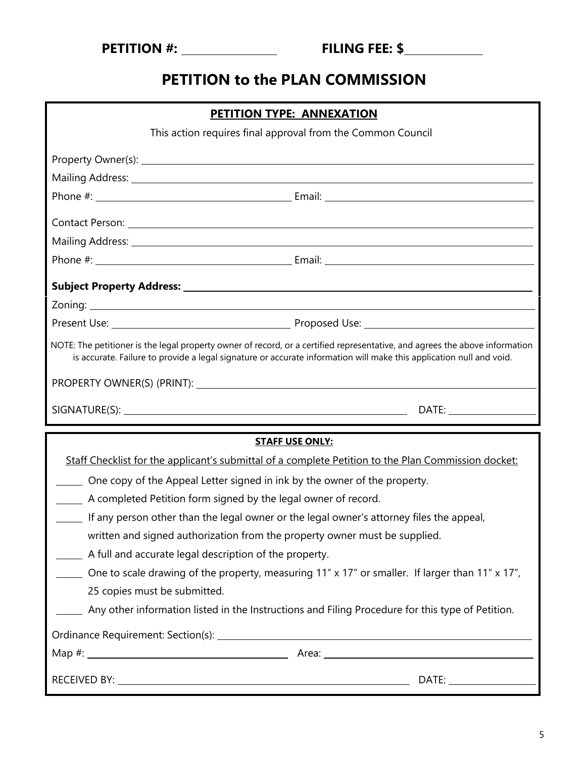**PETITION #: ______________** **FILING FEE: $____________**

# PETITION to the PLAN COMMISSION

## PETITION TYPE: ANNEXATION

This action requires final approval from the Common Council

Property Owner(s): ______________________________________________

Mailing Address: ______________________________________________

Phone #: ______________________ Email: ______________________

Contact Person: ______________________________________________

Mailing Address: ______________________________________________

Phone #: ______________________ Email: ______________________

**Subject Property Address:** ______________________________________________

Zoning: ______________________________________________

Present Use: ______________________ Proposed Use: ______________________

NOTE: The petitioner is the legal property owner of record, or a certified representative, and agrees the above information is accurate. Failure to provide a legal signature or accurate information will make this application null and void.

PROPERTY OWNER(S) (PRINT): ______________________________________________

SIGNATURE(S): ______________________________ DATE: ______________

## STAFF USE ONLY:

Staff Checklist for the applicant's submittal of a complete Petition to the Plan Commission docket:

- ______ One copy of the Appeal Letter signed in ink by the owner of the property.
- ______ A completed Petition form signed by the legal owner of record.
- ______ If any person other than the legal owner or the legal owner's attorney files the appeal, written and signed authorization from the property owner must be supplied.
- ______ A full and accurate legal description of the property.
- ______ One to scale drawing of the property, measuring 11" x 17" or smaller. If larger than 11" x 17", 25 copies must be submitted.
- ______ Any other information listed in the Instructions and Filing Procedure for this type of Petition.

Ordinance Requirement: Section(s): ______________________________________________

Map #: ______________________ Area: ______________________

RECEIVED BY: ______________________________ DATE: ______________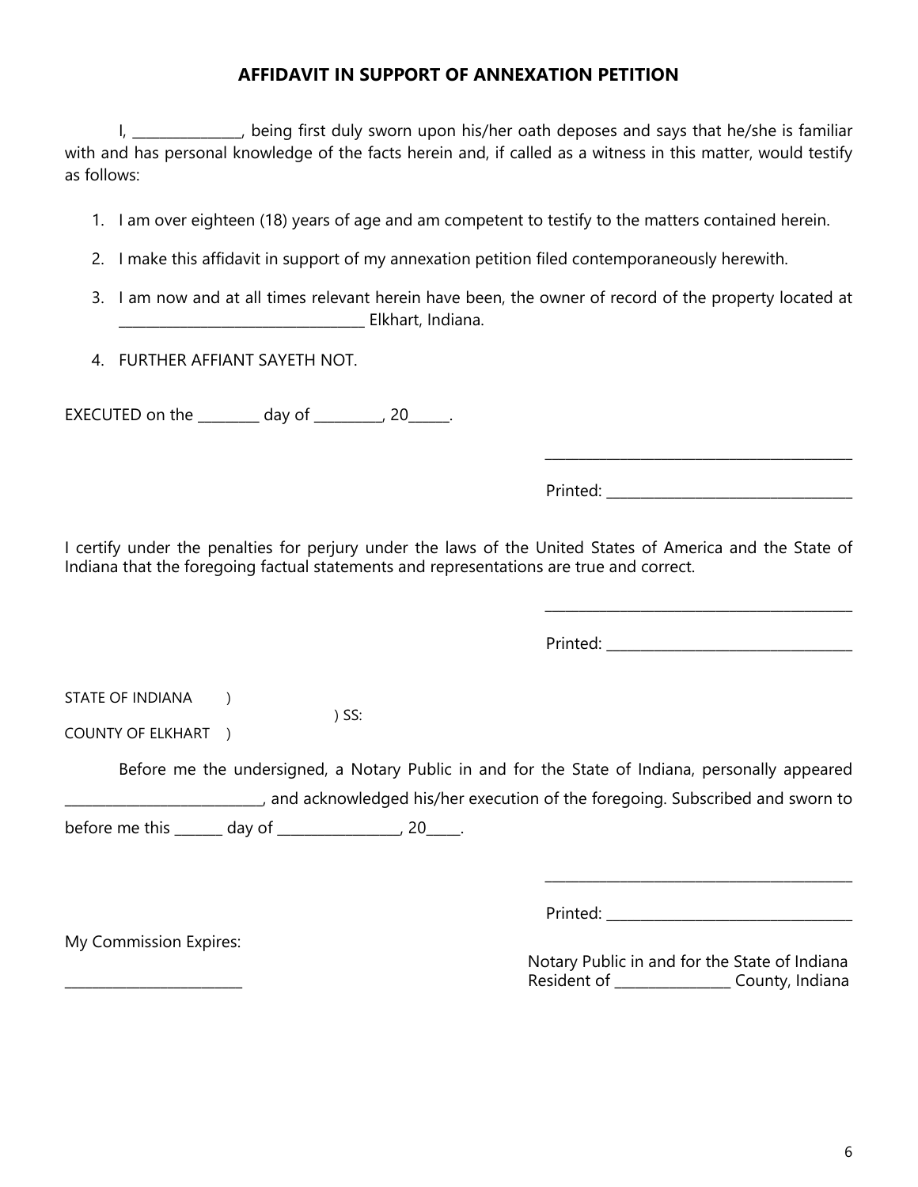## AFFIDAVIT IN SUPPORT OF ANNEXATION PETITION

I, _______________, being first duly sworn upon his/her oath deposes and says that he/she is familiar with and has personal knowledge of the facts herein and, if called as a witness in this matter, would testify as follows:

1. I am over eighteen (18) years of age and am competent to testify to the matters contained herein.
2. I make this affidavit in support of my annexation petition filed contemporaneously herewith.
3. I am now and at all times relevant herein have been, the owner of record of the property located at __________________________________ Elkhart, Indiana.
4. FURTHER AFFIANT SAYETH NOT.

EXECUTED on the _________ day of __________, 20______.

___________________________________________

Printed: __________________________________

I certify under the penalties for perjury under the laws of the United States of America and the State of Indiana that the foregoing factual statements and representations are true and correct.

___________________________________________

Printed: __________________________________

STATE OF INDIANA )
) SS:
COUNTY OF ELKHART )

Before me the undersigned, a Notary Public in and for the State of Indiana, personally appeared ____________________________, and acknowledged his/her execution of the foregoing. Subscribed and sworn to before me this _______ day of _________________, 20_____.

___________________________________________

Printed: __________________________________

My Commission Expires:

_________________________

Notary Public in and for the State of Indiana
Resident of ________________ County, Indiana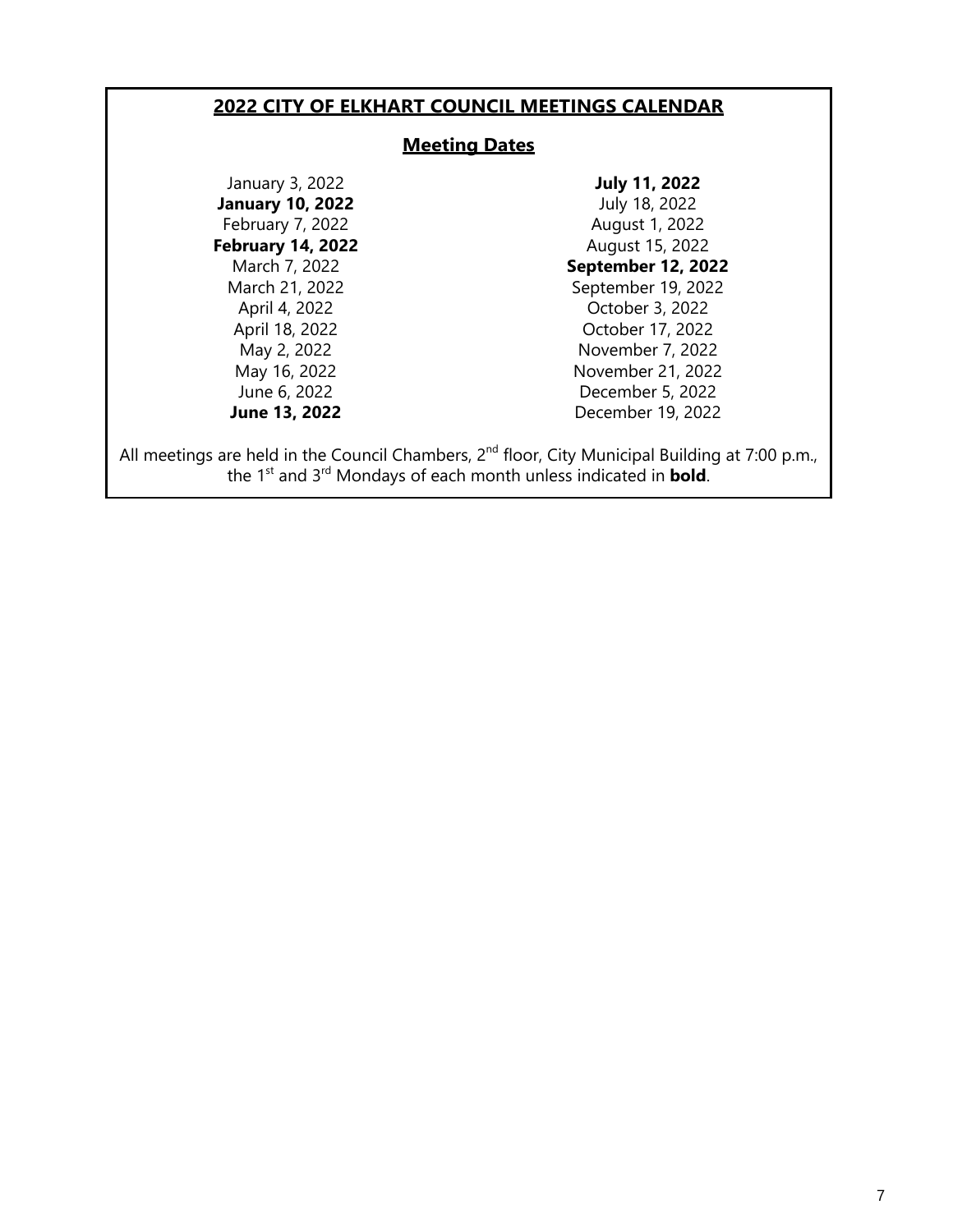## 2022 CITY OF ELKHART COUNCIL MEETINGS CALENDAR

### Meeting Dates

January 3, 2022
**January 10, 2022**
February 7, 2022
**February 14, 2022**
March 7, 2022
March 21, 2022
April 4, 2022
April 18, 2022
May 2, 2022
May 16, 2022
June 6, 2022
**June 13, 2022**
**July 11, 2022**
July 18, 2022
August 1, 2022
August 15, 2022
**September 12, 2022**
September 19, 2022
October 3, 2022
October 17, 2022
November 7, 2022
November 21, 2022
December 5, 2022
December 19, 2022

All meetings are held in the Council Chambers, 2nd floor, City Municipal Building at 7:00 p.m., the 1st and 3rd Mondays of each month unless indicated in **bold**.